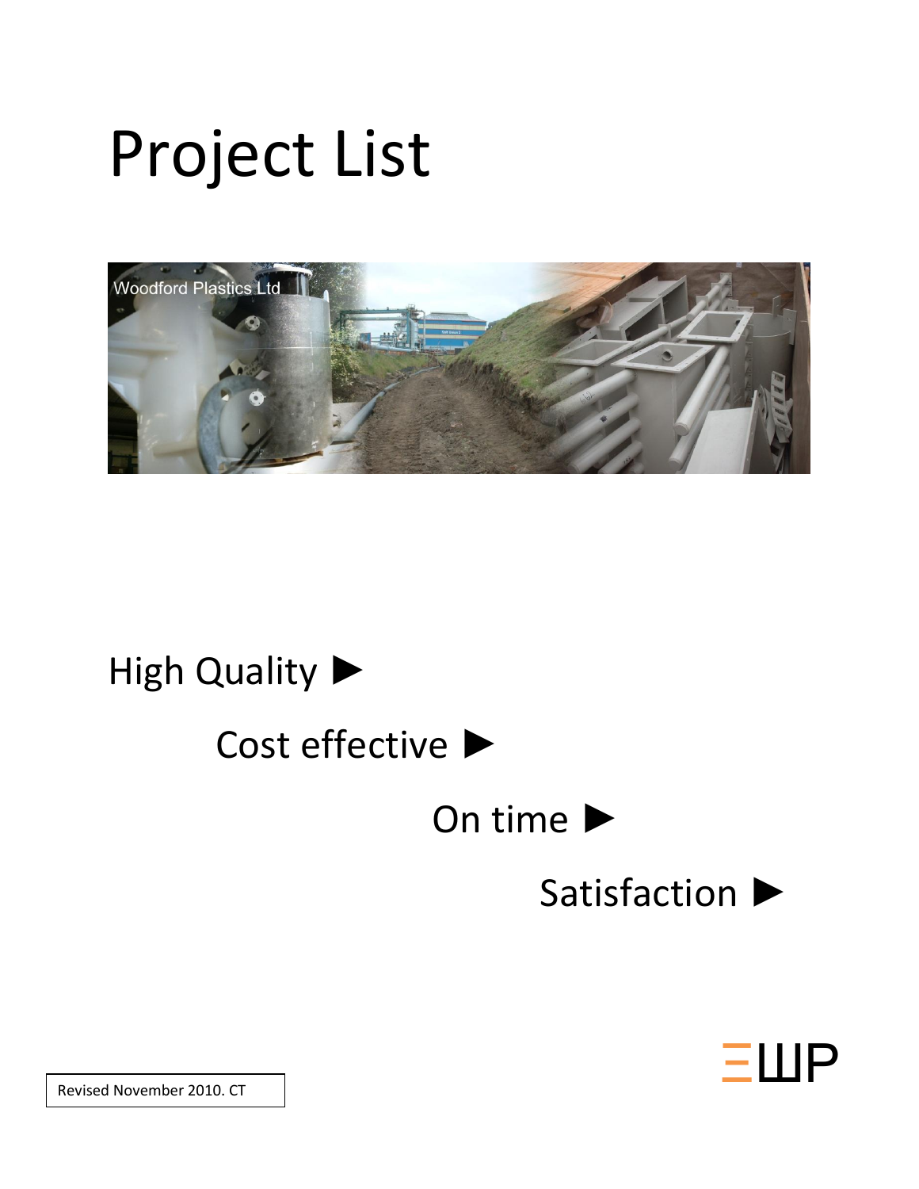# Project List

High Quality ►

Cost effective ►

On time ►

Satisfaction ►

Revised November 2010. CT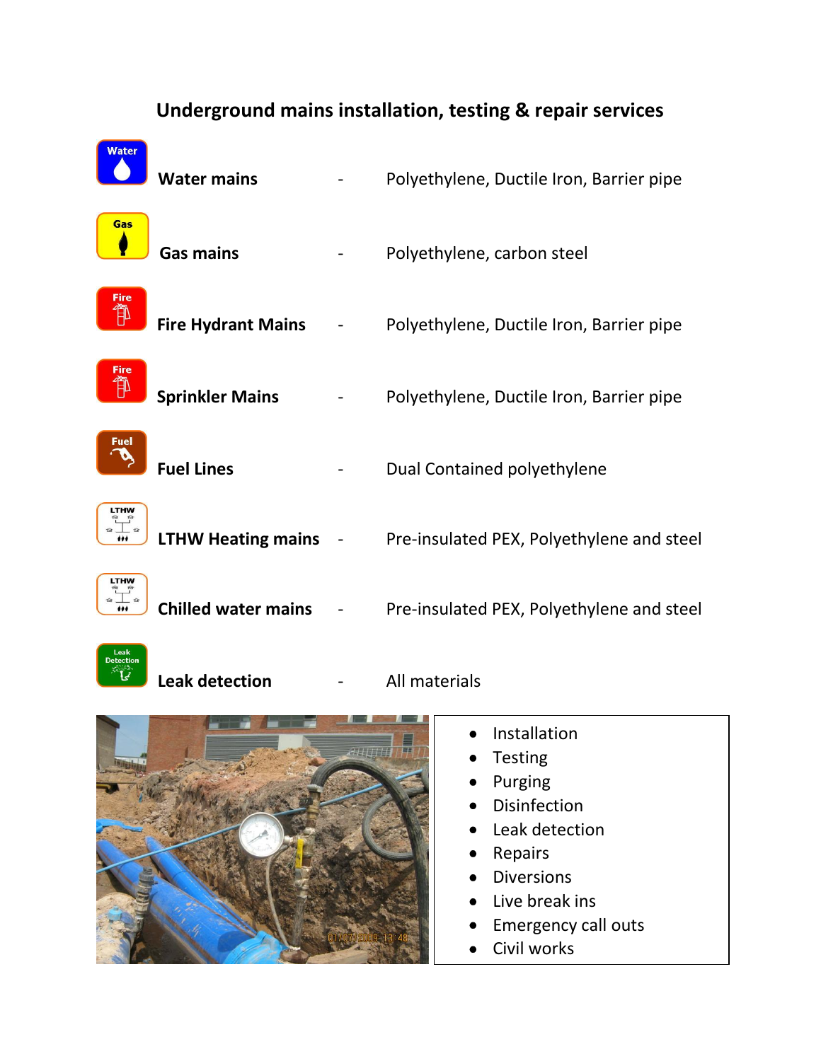# Underground mains installation, testing & repair services

| Service | | Materials |
| --- | --- | --- |
| **Water mains** | - | Polyethylene, Ductile Iron, Barrier pipe |
| **Gas mains** | - | Polyethylene, carbon steel |
| **Fire Hydrant Mains** | - | Polyethylene, Ductile Iron, Barrier pipe |
| **Sprinkler Mains** | - | Polyethylene, Ductile Iron, Barrier pipe |
| **Fuel Lines** | - | Dual Contained polyethylene |
| **LTHW Heating mains** | - | Pre-insulated PEX, Polyethylene and steel |
| **Chilled water mains** | - | Pre-insulated PEX, Polyethylene and steel |
| **Leak detection** | - | All materials |

- Installation
- Testing
- Purging
- Disinfection
- Leak detection
- Repairs
- Diversions
- Live break ins
- Emergency call outs
- Civil works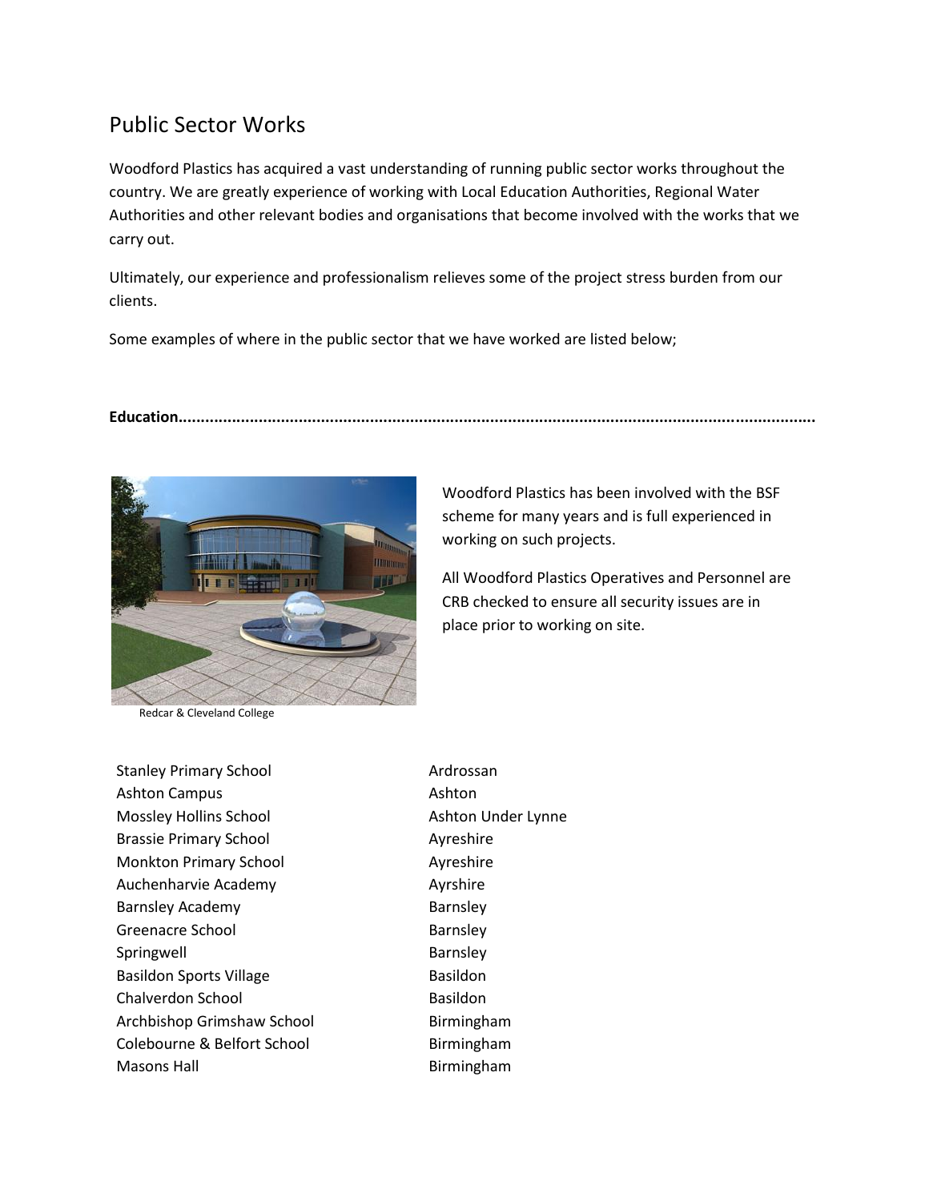# Public Sector Works

Woodford Plastics has acquired a vast understanding of running public sector works throughout the country. We are greatly experience of working with Local Education Authorities, Regional Water Authorities and other relevant bodies and organisations that become involved with the works that we carry out.

Ultimately, our experience and professionalism relieves some of the project stress burden from our clients.

Some examples of where in the public sector that we have worked are listed below;

**Education...............................................................................................................................**

Redcar & Cleveland College

Woodford Plastics has been involved with the BSF scheme for many years and is full experienced in working on such projects.

All Woodford Plastics Operatives and Personnel are CRB checked to ensure all security issues are in place prior to working on site.

| | |
|---|---|
| Stanley Primary School | Ardrossan |
| Ashton Campus | Ashton |
| Mossley Hollins School | Ashton Under Lynne |
| Brassie Primary School | Ayreshire |
| Monkton Primary School | Ayreshire |
| Auchenharvie Academy | Ayrshire |
| Barnsley Academy | Barnsley |
| Greenacre School | Barnsley |
| Springwell | Barnsley |
| Basildon Sports Village | Basildon |
| Chalverdon School | Basildon |
| Archbishop Grimshaw School | Birmingham |
| Colebourne & Belfort School | Birmingham |
| Masons Hall | Birmingham |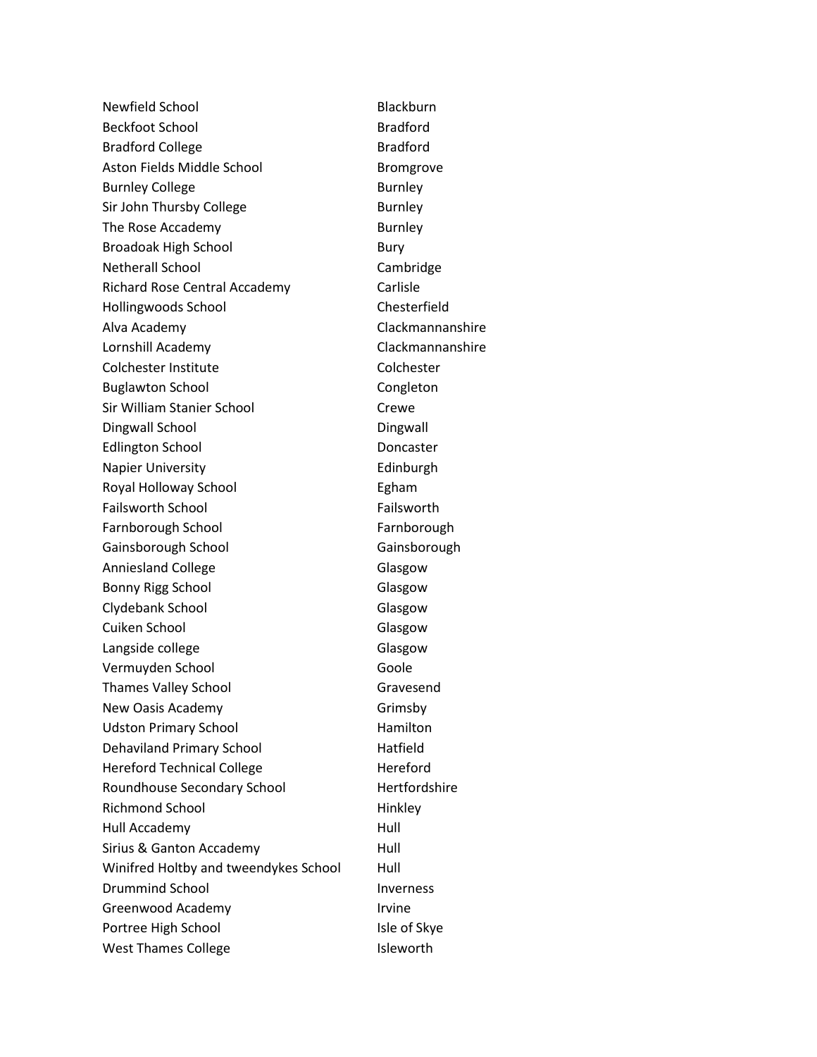| | |
|---|---|
| Newfield School | Blackburn |
| Beckfoot School | Bradford |
| Bradford College | Bradford |
| Aston Fields Middle School | Bromgrove |
| Burnley College | Burnley |
| Sir John Thursby College | Burnley |
| The Rose Accademy | Burnley |
| Broadoak High School | Bury |
| Netherall School | Cambridge |
| Richard Rose Central Accademy | Carlisle |
| Hollingwoods School | Chesterfield |
| Alva Academy | Clackmannanshire |
| Lornshill Academy | Clackmannanshire |
| Colchester Institute | Colchester |
| Buglawton School | Congleton |
| Sir William Stanier School | Crewe |
| Dingwall School | Dingwall |
| Edlington School | Doncaster |
| Napier University | Edinburgh |
| Royal Holloway School | Egham |
| Failsworth School | Failsworth |
| Farnborough School | Farnborough |
| Gainsborough School | Gainsborough |
| Anniesland College | Glasgow |
| Bonny Rigg School | Glasgow |
| Clydebank School | Glasgow |
| Cuiken School | Glasgow |
| Langside college | Glasgow |
| Vermuyden School | Goole |
| Thames Valley School | Gravesend |
| New Oasis Academy | Grimsby |
| Udston Primary School | Hamilton |
| Dehaviland Primary School | Hatfield |
| Hereford Technical College | Hereford |
| Roundhouse Secondary School | Hertfordshire |
| Richmond School | Hinkley |
| Hull Accademy | Hull |
| Sirius & Ganton Accademy | Hull |
| Winifred Holtby and tweendykes School | Hull |
| Drummind School | Inverness |
| Greenwood Academy | Irvine |
| Portree High School | Isle of Skye |
| West Thames College | Isleworth |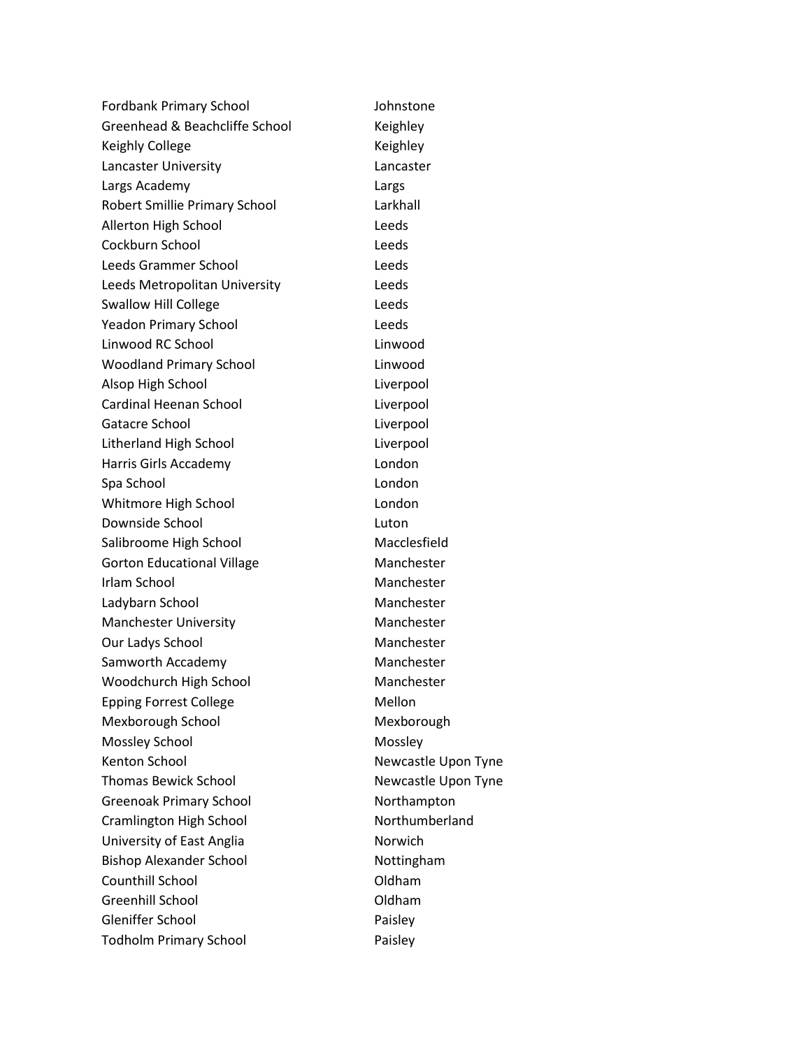| | |
|---|---|
| Fordbank Primary School | Johnstone |
| Greenhead & Beachcliffe School | Keighley |
| Keighly College | Keighley |
| Lancaster University | Lancaster |
| Largs Academy | Largs |
| Robert Smillie Primary School | Larkhall |
| Allerton High School | Leeds |
| Cockburn School | Leeds |
| Leeds Grammer School | Leeds |
| Leeds Metropolitan University | Leeds |
| Swallow Hill College | Leeds |
| Yeadon Primary School | Leeds |
| Linwood RC School | Linwood |
| Woodland Primary School | Linwood |
| Alsop High School | Liverpool |
| Cardinal Heenan School | Liverpool |
| Gatacre School | Liverpool |
| Litherland High School | Liverpool |
| Harris Girls Accademy | London |
| Spa School | London |
| Whitmore High School | London |
| Downside School | Luton |
| Salibroome High School | Macclesfield |
| Gorton Educational Village | Manchester |
| Irlam School | Manchester |
| Ladybarn School | Manchester |
| Manchester University | Manchester |
| Our Ladys School | Manchester |
| Samworth Accademy | Manchester |
| Woodchurch High School | Manchester |
| Epping Forrest College | Mellon |
| Mexborough School | Mexborough |
| Mossley School | Mossley |
| Kenton School | Newcastle Upon Tyne |
| Thomas Bewick School | Newcastle Upon Tyne |
| Greenoak Primary School | Northampton |
| Cramlington High School | Northumberland |
| University of East Anglia | Norwich |
| Bishop Alexander School | Nottingham |
| Counthill School | Oldham |
| Greenhill School | Oldham |
| Gleniffer School | Paisley |
| Todholm Primary School | Paisley |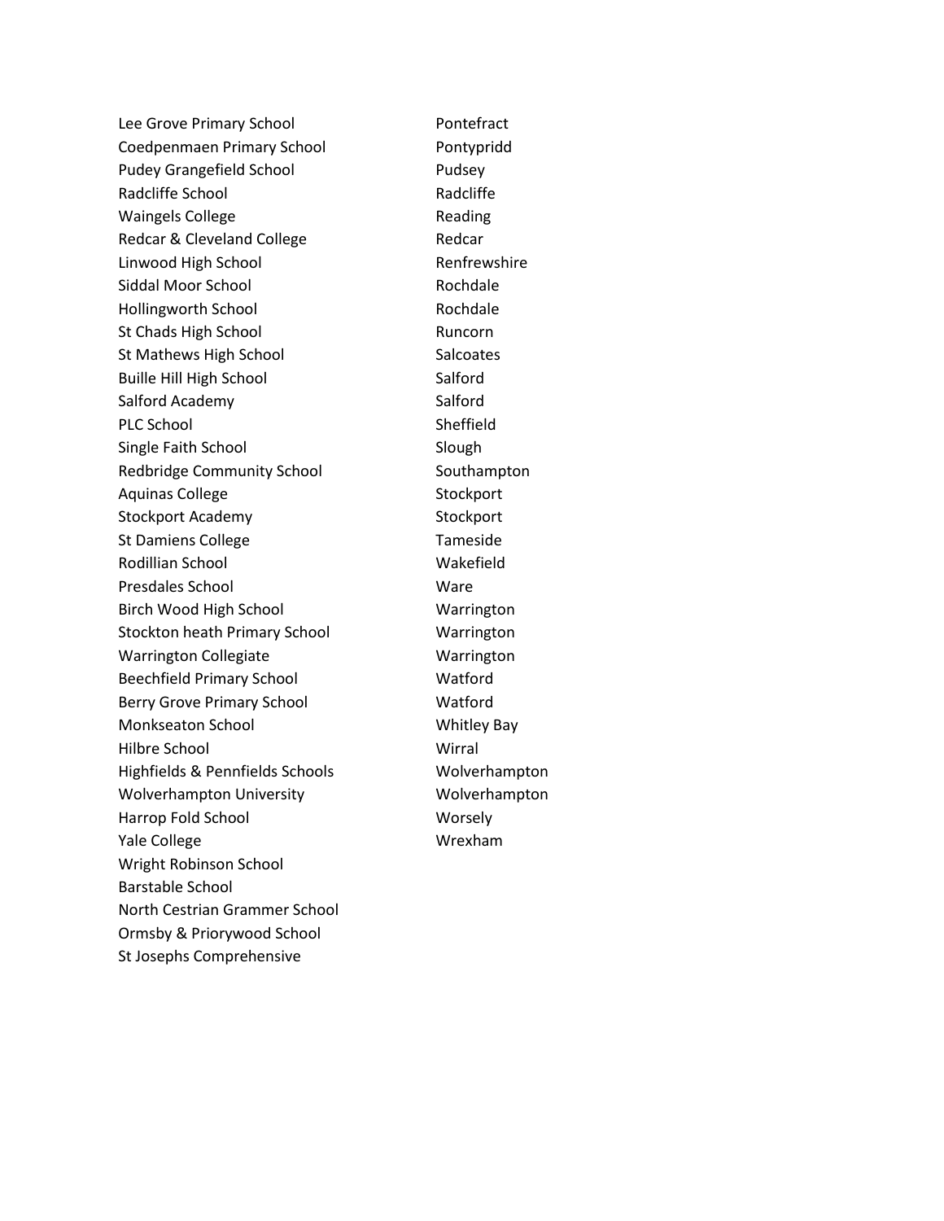| | |
|---|---|
| Lee Grove Primary School | Pontefract |
| Coedpenmaen Primary School | Pontypridd |
| Pudey Grangefield School | Pudsey |
| Radcliffe School | Radcliffe |
| Waingels College | Reading |
| Redcar & Cleveland College | Redcar |
| Linwood High School | Renfrewshire |
| Siddal Moor School | Rochdale |
| Hollingworth School | Rochdale |
| St Chads High School | Runcorn |
| St Mathews High School | Salcoates |
| Buille Hill High School | Salford |
| Salford Academy | Salford |
| PLC School | Sheffield |
| Single Faith School | Slough |
| Redbridge Community School | Southampton |
| Aquinas College | Stockport |
| Stockport Academy | Stockport |
| St Damiens College | Tameside |
| Rodillian School | Wakefield |
| Presdales School | Ware |
| Birch Wood High School | Warrington |
| Stockton heath Primary School | Warrington |
| Warrington Collegiate | Warrington |
| Beechfield Primary School | Watford |
| Berry Grove Primary School | Watford |
| Monkseaton School | Whitley Bay |
| Hilbre School | Wirral |
| Highfields & Pennfields Schools | Wolverhampton |
| Wolverhampton University | Wolverhampton |
| Harrop Fold School | Worsely |
| Yale College | Wrexham |
| Wright Robinson School | |
| Barstable School | |
| North Cestrian Grammer School | |
| Ormsby & Priorywood School | |
| St Josephs Comprehensive | |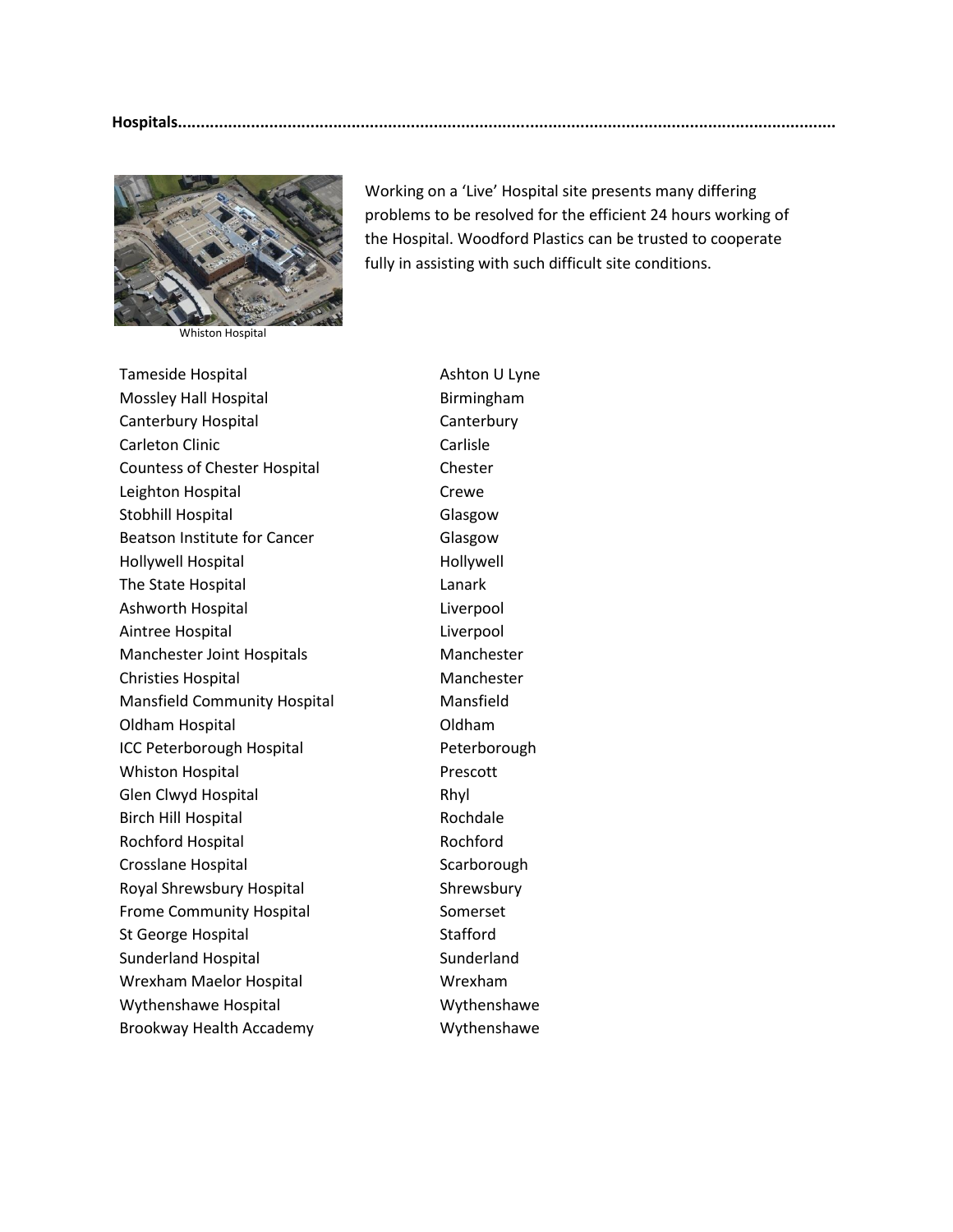**Hospitals**

Working on a 'Live' Hospital site presents many differing problems to be resolved for the efficient 24 hours working of the Hospital. Woodford Plastics can be trusted to cooperate fully in assisting with such difficult site conditions.

Whiston Hospital

| | |
|---|---|
| Tameside Hospital | Ashton U Lyne |
| Mossley Hall Hospital | Birmingham |
| Canterbury Hospital | Canterbury |
| Carleton Clinic | Carlisle |
| Countess of Chester Hospital | Chester |
| Leighton Hospital | Crewe |
| Stobhill Hospital | Glasgow |
| Beatson Institute for Cancer | Glasgow |
| Hollywell Hospital | Hollywell |
| The State Hospital | Lanark |
| Ashworth Hospital | Liverpool |
| Aintree Hospital | Liverpool |
| Manchester Joint Hospitals | Manchester |
| Christies Hospital | Manchester |
| Mansfield Community Hospital | Mansfield |
| Oldham Hospital | Oldham |
| ICC Peterborough Hospital | Peterborough |
| Whiston Hospital | Prescott |
| Glen Clwyd Hospital | Rhyl |
| Birch Hill Hospital | Rochdale |
| Rochford Hospital | Rochford |
| Crosslane Hospital | Scarborough |
| Royal Shrewsbury Hospital | Shrewsbury |
| Frome Community Hospital | Somerset |
| St George Hospital | Stafford |
| Sunderland Hospital | Sunderland |
| Wrexham Maelor Hospital | Wrexham |
| Wythenshawe Hospital | Wythenshawe |
| Brookway Health Accademy | Wythenshawe |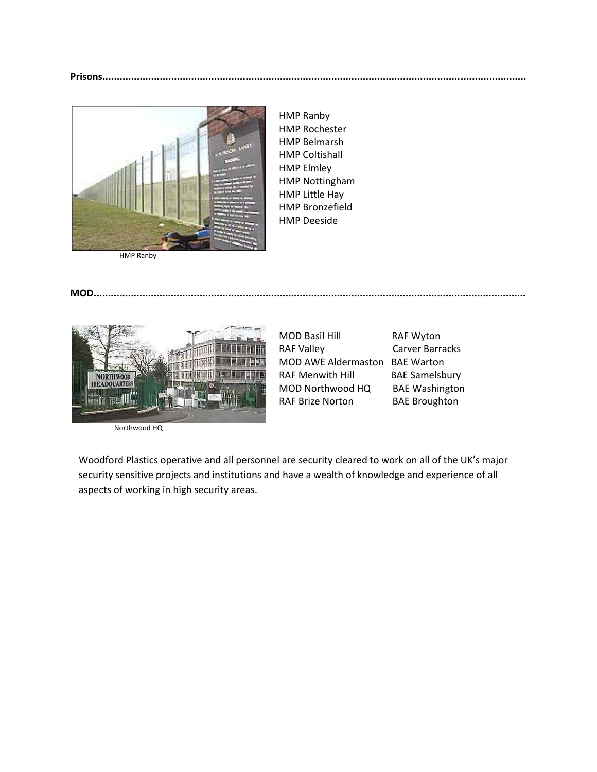**Prisons**

HMP Ranby
HMP Rochester
HMP Belmarsh
HMP Coltishall
HMP Elmley
HMP Nottingham
HMP Little Hay
HMP Bronzefield
HMP Deeside

HMP Ranby

**MOD**

MOD Basil Hill
RAF Valley
MOD AWE Aldermaston
RAF Menwith Hill
MOD Northwood HQ
RAF Brize Norton
RAF Wyton
Carver Barracks
BAE Warton
BAE Samelsbury
BAE Washington
BAE Broughton

Northwood HQ

Woodford Plastics operative and all personnel are security cleared to work on all of the UK's major security sensitive projects and institutions and have a wealth of knowledge and experience of all aspects of working in high security areas.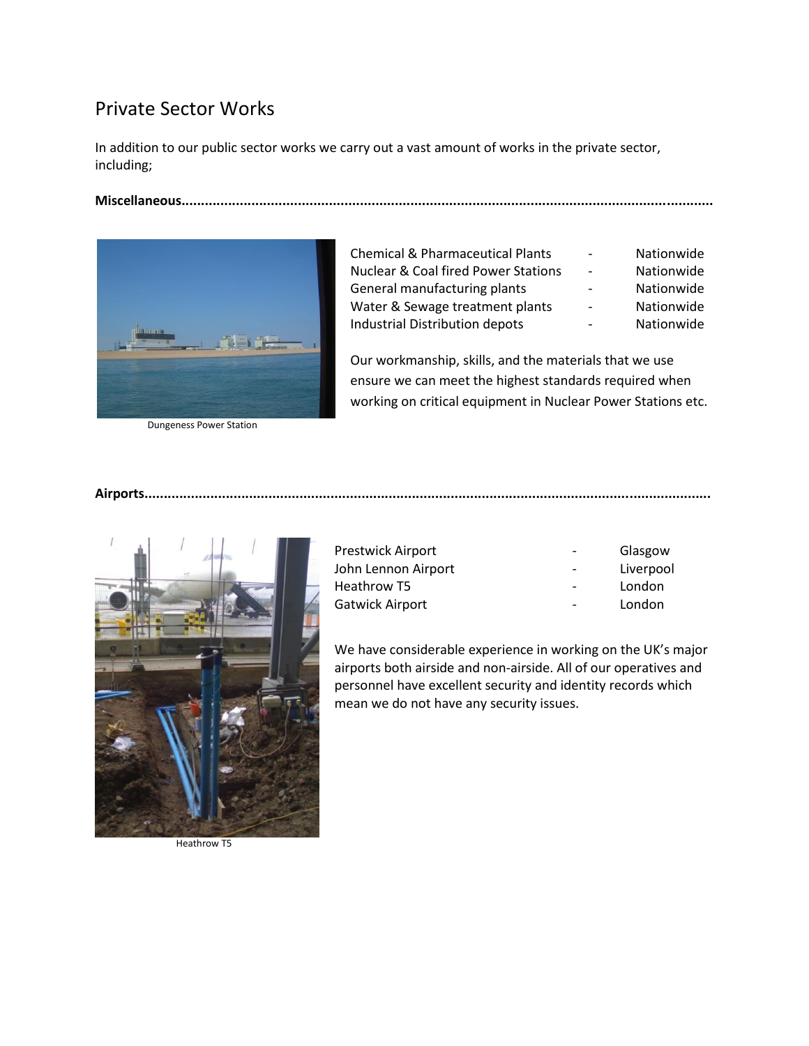## Private Sector Works

In addition to our public sector works we carry out a vast amount of works in the private sector, including;

**Miscellaneous**

Dungeness Power Station

| | | |
|---|---|---|
| Chemical & Pharmaceutical Plants | - | Nationwide |
| Nuclear & Coal fired Power Stations | - | Nationwide |
| General manufacturing plants | - | Nationwide |
| Water & Sewage treatment plants | - | Nationwide |
| Industrial Distribution depots | - | Nationwide |

Our workmanship, skills, and the materials that we use ensure we can meet the highest standards required when working on critical equipment in Nuclear Power Stations etc.

**Airports**

Heathrow T5

| | | |
|---|---|---|
| Prestwick Airport | - | Glasgow |
| John Lennon Airport | - | Liverpool |
| Heathrow T5 | - | London |
| Gatwick Airport | - | London |

We have considerable experience in working on the UK's major airports both airside and non-airside. All of our operatives and personnel have excellent security and identity records which mean we do not have any security issues.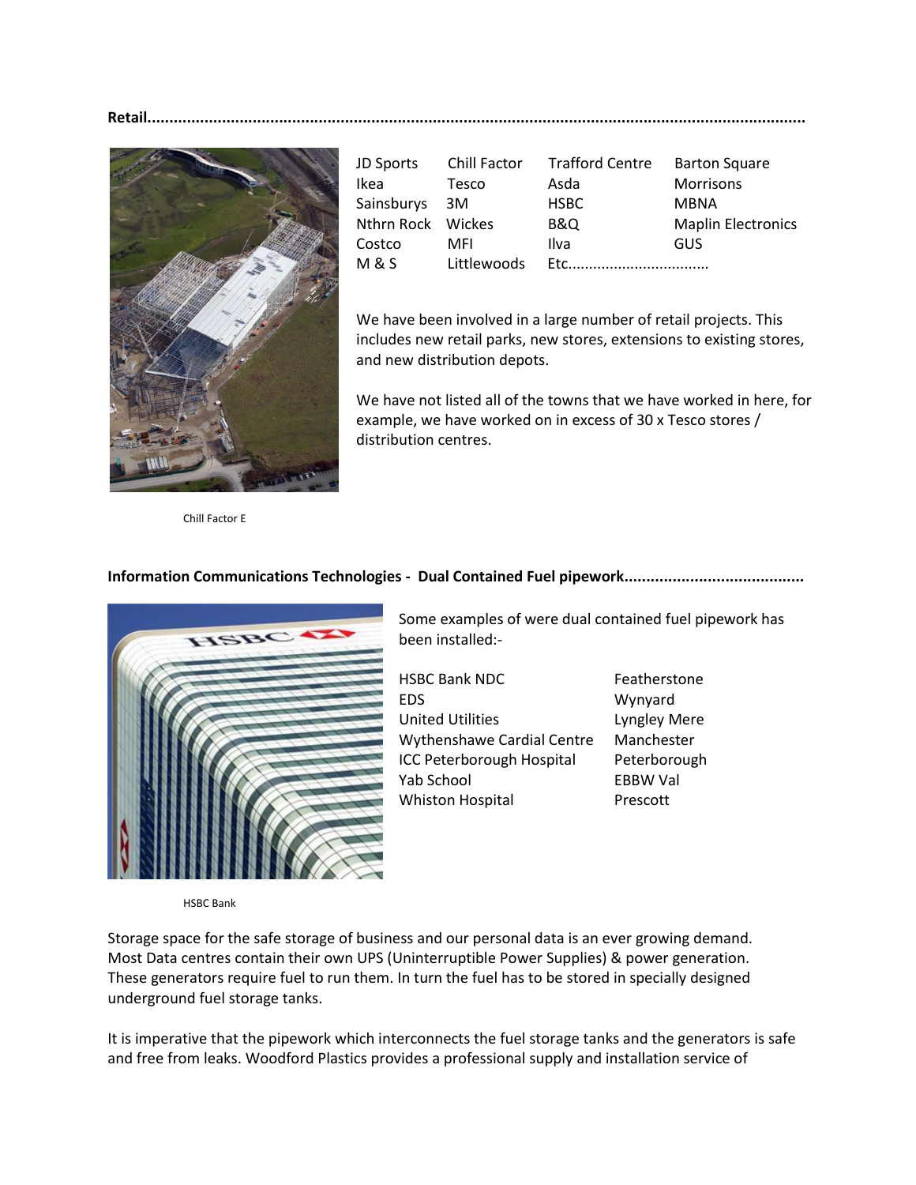**Retail...........................................................................................................................................**

| JD Sports | Chill Factor | Trafford Centre | Barton Square |
|---|---|---|---|
| Ikea | Tesco | Asda | Morrisons |
| Sainsburys | 3M | HSBC | MBNA |
| Nthrn Rock | Wickes | B&Q | Maplin Electronics |
| Costco | MFI | Ilva | GUS |
| M & S | Littlewoods | Etc................................. | |

We have been involved in a large number of retail projects. This includes new retail parks, new stores, extensions to existing stores, and new distribution depots.

We have not listed all of the towns that we have worked in here, for example, we have worked on in excess of 30 x Tesco stores / distribution centres.

Chill Factor E

**Information Communications Technologies - Dual Contained Fuel pipework........................................**

Some examples of were dual contained fuel pipework has been installed:-

| | |
|---|---|
| HSBC Bank NDC | Featherstone |
| EDS | Wynyard |
| United Utilities | Lyngley Mere |
| Wythenshawe Cardial Centre | Manchester |
| ICC Peterborough Hospital | Peterborough |
| Yab School | EBBW Val |
| Whiston Hospital | Prescott |

HSBC Bank

Storage space for the safe storage of business and our personal data is an ever growing demand. Most Data centres contain their own UPS (Uninterruptible Power Supplies) & power generation. These generators require fuel to run them. In turn the fuel has to be stored in specially designed underground fuel storage tanks.

It is imperative that the pipework which interconnects the fuel storage tanks and the generators is safe and free from leaks. Woodford Plastics provides a professional supply and installation service of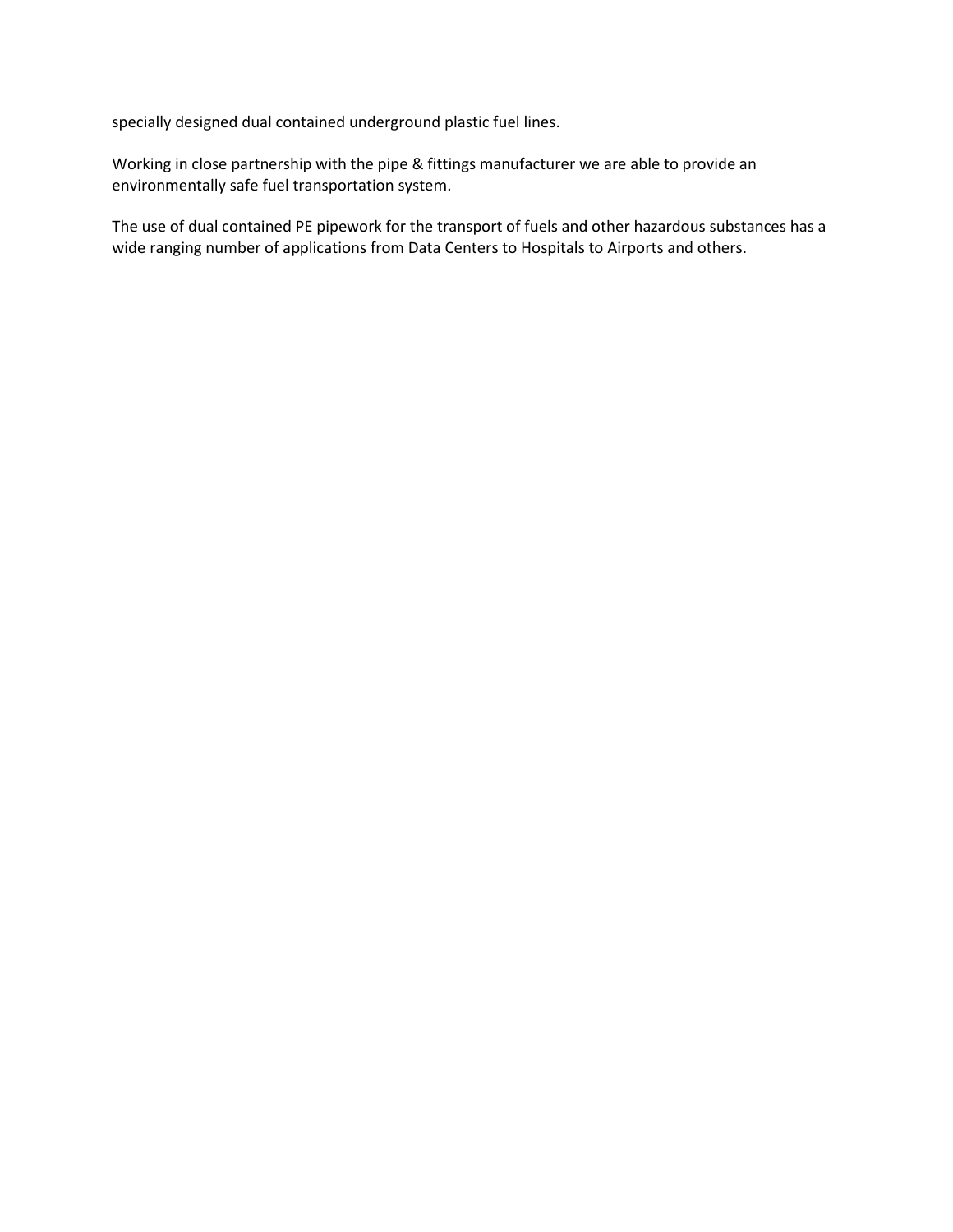specially designed dual contained underground plastic fuel lines.

Working in close partnership with the pipe & fittings manufacturer we are able to provide an environmentally safe fuel transportation system.

The use of dual contained PE pipework for the transport of fuels and other hazardous substances has a wide ranging number of applications from Data Centers to Hospitals to Airports and others.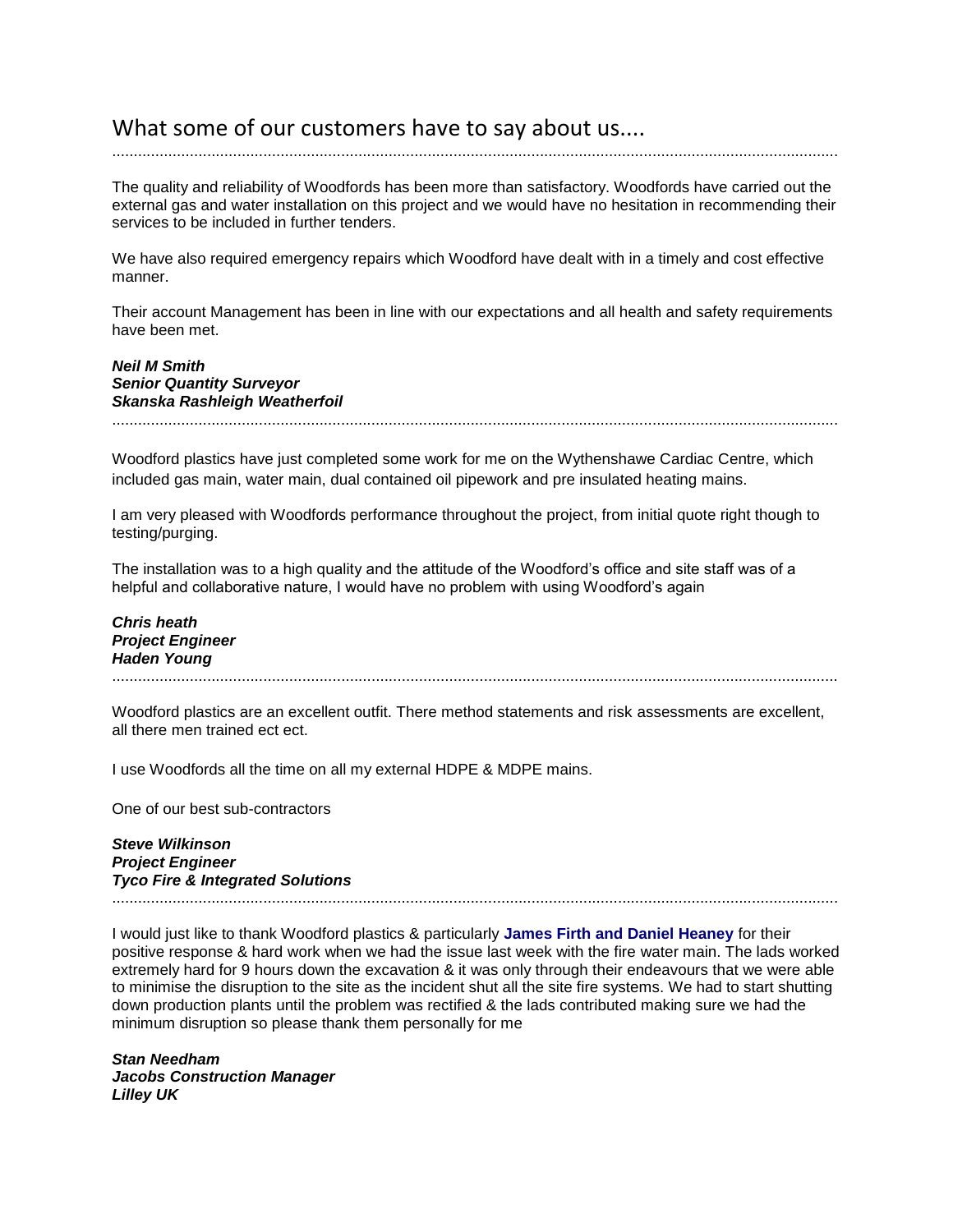## What some of our customers have to say about us....

---

The quality and reliability of Woodfords has been more than satisfactory. Woodfords have carried out the external gas and water installation on this project and we would have no hesitation in recommending their services to be included in further tenders.

We have also required emergency repairs which Woodford have dealt with in a timely and cost effective manner.

Their account Management has been in line with our expectations and all health and safety requirements have been met.

***Neil M Smith***
***Senior Quantity Surveyor***
***Skanska Rashleigh Weatherfoil***

---

Woodford plastics have just completed some work for me on the Wythenshawe Cardiac Centre, which included gas main, water main, dual contained oil pipework and pre insulated heating mains.

I am very pleased with Woodfords performance throughout the project, from initial quote right though to testing/purging.

The installation was to a high quality and the attitude of the Woodford's office and site staff was of a helpful and collaborative nature, I would have no problem with using Woodford's again

***Chris heath***
***Project Engineer***
***Haden Young***

---

Woodford plastics are an excellent outfit. There method statements and risk assessments are excellent, all there men trained ect ect.

I use Woodfords all the time on all my external HDPE & MDPE mains.

One of our best sub-contractors

***Steve Wilkinson***
***Project Engineer***
***Tyco Fire & Integrated Solutions***

---

I would just like to thank Woodford plastics & particularly **James Firth and Daniel Heaney** for their positive response & hard work when we had the issue last week with the fire water main. The lads worked extremely hard for 9 hours down the excavation & it was only through their endeavours that we were able to minimise the disruption to the site as the incident shut all the site fire systems. We had to start shutting down production plants until the problem was rectified & the lads contributed making sure we had the minimum disruption so please thank them personally for me

***Stan Needham***
***Jacobs Construction Manager***
***Lilley UK***